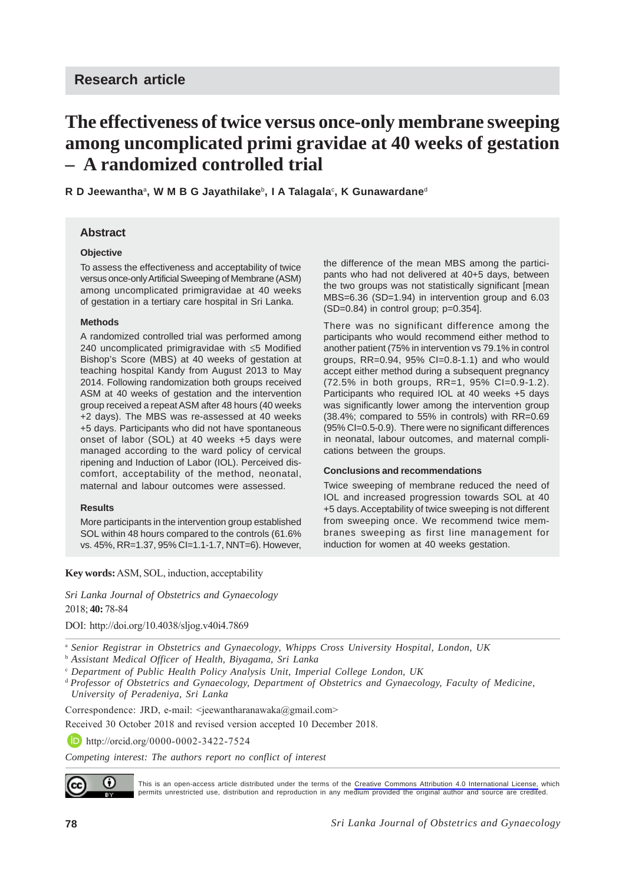Research article

# The effectiveness of twice versus once-only membrane sweeping among uncomplicated primi gravidae at 40 weeks of gestation – A randomized controlled trial

**R D Jeewantha[a], W M B G Jayathilake[b], I A Talagala[c], K Gunawardane[d]**

## Abstract

### Objective

To assess the effectiveness and acceptability of twice versus once-only Artificial Sweeping of Membrane (ASM) among uncomplicated primigravidae at 40 weeks of gestation in a tertiary care hospital in Sri Lanka.

### Methods

A randomized controlled trial was performed among 240 uncomplicated primigravidae with ≤5 Modified Bishop's Score (MBS) at 40 weeks of gestation at teaching hospital Kandy from August 2013 to May 2014. Following randomization both groups received ASM at 40 weeks of gestation and the intervention group received a repeat ASM after 48 hours (40 weeks +2 days). The MBS was re-assessed at 40 weeks +5 days. Participants who did not have spontaneous onset of labor (SOL) at 40 weeks +5 days were managed according to the ward policy of cervical ripening and Induction of Labor (IOL). Perceived discomfort, acceptability of the method, neonatal, maternal and labour outcomes were assessed.

### Results

More participants in the intervention group established SOL within 48 hours compared to the controls (61.6% vs. 45%, RR=1.37, 95% CI=1.1-1.7, NNT=6). However, the difference of the mean MBS among the participants who had not delivered at 40+5 days, between the two groups was not statistically significant [mean MBS=6.36 (SD=1.94) in intervention group and 6.03 (SD=0.84) in control group; p=0.354].

There was no significant difference among the participants who would recommend either method to another patient (75% in intervention vs 79.1% in control groups, RR=0.94, 95% CI=0.8-1.1) and who would accept either method during a subsequent pregnancy (72.5% in both groups, RR=1, 95% CI=0.9-1.2). Participants who required IOL at 40 weeks +5 days was significantly lower among the intervention group (38.4%; compared to 55% in controls) with RR=0.69 (95% CI=0.5-0.9). There were no significant differences in neonatal, labour outcomes, and maternal complications between the groups.

### Conclusions and recommendations

Twice sweeping of membrane reduced the need of IOL and increased progression towards SOL at 40 +5 days. Acceptability of twice sweeping is not different from sweeping once. We recommend twice membranes sweeping as first line management for induction for women at 40 weeks gestation.

**Key words:** ASM, SOL, induction, acceptability

*Sri Lanka Journal of Obstetrics and Gynaecology*
2018; **40:** 78-84

DOI: http://doi.org/10.4038/sljog.v40i4.7869

[a] *Senior Registrar in Obstetrics and Gynaecology, Whipps Cross University Hospital, London, UK*

[b] *Assistant Medical Officer of Health, Biyagama, Sri Lanka*

[c] *Department of Public Health Policy Analysis Unit, Imperial College London, UK*

[d] *Professor of Obstetrics and Gynaecology, Department of Obstetrics and Gynaecology, Faculty of Medicine, University of Peradeniya, Sri Lanka*

Correspondence: JRD, e-mail: <jeewantharanawaka@gmail.com>

Received 30 October 2018 and revised version accepted 10 December 2018.

http://orcid.org/0000-0002-3422-7524

*Competing interest: The authors report no conflict of interest*

This is an open-access article distributed under the terms of the Creative Commons Attribution 4.0 International License, which permits unrestricted use, distribution and reproduction in any medium provided the original author and source are credited.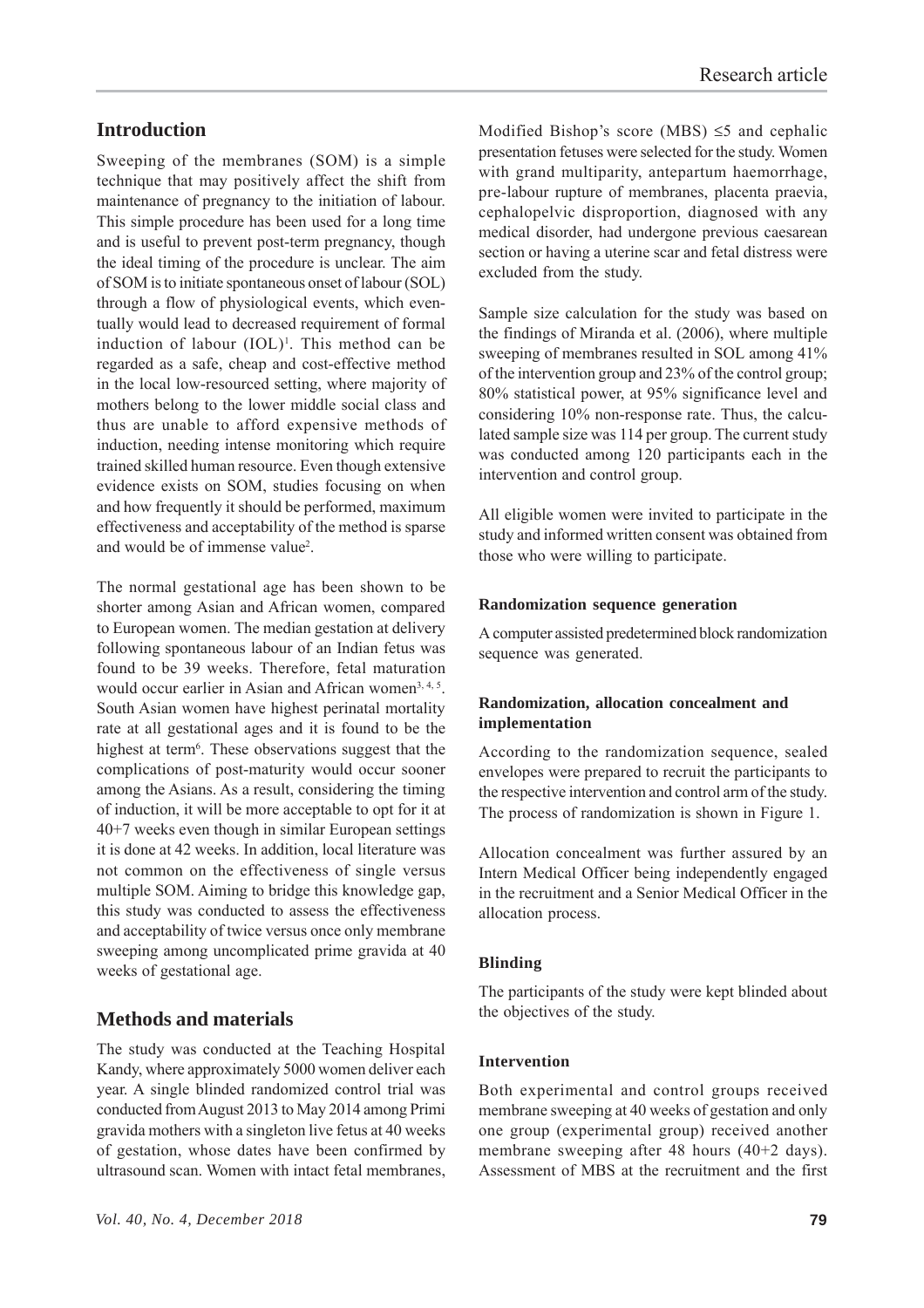## Introduction

Sweeping of the membranes (SOM) is a simple technique that may positively affect the shift from maintenance of pregnancy to the initiation of labour. This simple procedure has been used for a long time and is useful to prevent post-term pregnancy, though the ideal timing of the procedure is unclear. The aim of SOM is to initiate spontaneous onset of labour (SOL) through a flow of physiological events, which eventually would lead to decreased requirement of formal induction of labour (IOL)[1]. This method can be regarded as a safe, cheap and cost-effective method in the local low-resourced setting, where majority of mothers belong to the lower middle social class and thus are unable to afford expensive methods of induction, needing intense monitoring which require trained skilled human resource. Even though extensive evidence exists on SOM, studies focusing on when and how frequently it should be performed, maximum effectiveness and acceptability of the method is sparse and would be of immense value[2].

The normal gestational age has been shown to be shorter among Asian and African women, compared to European women. The median gestation at delivery following spontaneous labour of an Indian fetus was found to be 39 weeks. Therefore, fetal maturation would occur earlier in Asian and African women[3, 4, 5]. South Asian women have highest perinatal mortality rate at all gestational ages and it is found to be the highest at term[6]. These observations suggest that the complications of post-maturity would occur sooner among the Asians. As a result, considering the timing of induction, it will be more acceptable to opt for it at 40+7 weeks even though in similar European settings it is done at 42 weeks. In addition, local literature was not common on the effectiveness of single versus multiple SOM. Aiming to bridge this knowledge gap, this study was conducted to assess the effectiveness and acceptability of twice versus once only membrane sweeping among uncomplicated prime gravida at 40 weeks of gestational age.

## Methods and materials

The study was conducted at the Teaching Hospital Kandy, where approximately 5000 women deliver each year. A single blinded randomized control trial was conducted from August 2013 to May 2014 among Primi gravida mothers with a singleton live fetus at 40 weeks of gestation, whose dates have been confirmed by ultrasound scan. Women with intact fetal membranes, Modified Bishop's score (MBS) ≤5 and cephalic presentation fetuses were selected for the study. Women with grand multiparity, antepartum haemorrhage, pre-labour rupture of membranes, placenta praevia, cephalopelvic disproportion, diagnosed with any medical disorder, had undergone previous caesarean section or having a uterine scar and fetal distress were excluded from the study.

Sample size calculation for the study was based on the findings of Miranda et al. (2006), where multiple sweeping of membranes resulted in SOL among 41% of the intervention group and 23% of the control group; 80% statistical power, at 95% significance level and considering 10% non-response rate. Thus, the calculated sample size was 114 per group. The current study was conducted among 120 participants each in the intervention and control group.

All eligible women were invited to participate in the study and informed written consent was obtained from those who were willing to participate.

#### Randomization sequence generation

A computer assisted predetermined block randomization sequence was generated.

#### Randomization, allocation concealment and implementation

According to the randomization sequence, sealed envelopes were prepared to recruit the participants to the respective intervention and control arm of the study. The process of randomization is shown in Figure 1.

Allocation concealment was further assured by an Intern Medical Officer being independently engaged in the recruitment and a Senior Medical Officer in the allocation process.

#### Blinding

The participants of the study were kept blinded about the objectives of the study.

#### Intervention

Both experimental and control groups received membrane sweeping at 40 weeks of gestation and only one group (experimental group) received another membrane sweeping after 48 hours (40+2 days). Assessment of MBS at the recruitment and the first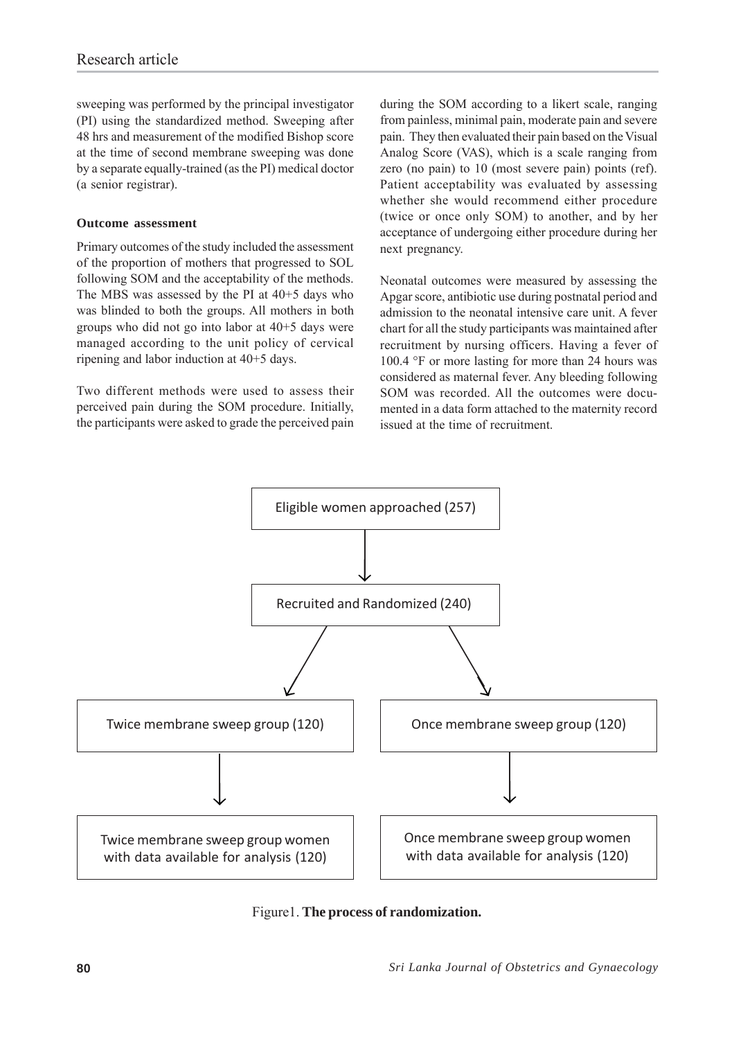sweeping was performed by the principal investigator (PI) using the standardized method. Sweeping after 48 hrs and measurement of the modified Bishop score at the time of second membrane sweeping was done by a separate equally-trained (as the PI) medical doctor (a senior registrar).

### Outcome assessment

Primary outcomes of the study included the assessment of the proportion of mothers that progressed to SOL following SOM and the acceptability of the methods. The MBS was assessed by the PI at 40+5 days who was blinded to both the groups. All mothers in both groups who did not go into labor at 40+5 days were managed according to the unit policy of cervical ripening and labor induction at 40+5 days.

Two different methods were used to assess their perceived pain during the SOM procedure. Initially, the participants were asked to grade the perceived pain during the SOM according to a likert scale, ranging from painless, minimal pain, moderate pain and severe pain. They then evaluated their pain based on the Visual Analog Score (VAS), which is a scale ranging from zero (no pain) to 10 (most severe pain) points (ref). Patient acceptability was evaluated by assessing whether she would recommend either procedure (twice or once only SOM) to another, and by her acceptance of undergoing either procedure during her next pregnancy.

Neonatal outcomes were measured by assessing the Apgar score, antibiotic use during postnatal period and admission to the neonatal intensive care unit. A fever chart for all the study participants was maintained after recruitment by nursing officers. Having a fever of 100.4 °F or more lasting for more than 24 hours was considered as maternal fever. Any bleeding following SOM was recorded. All the outcomes were documented in a data form attached to the maternity record issued at the time of recruitment.

Eligible women approached (257)

↓

Recruited and Randomized (240)

↓ ↓

| Twice membrane sweep group (120) | Once membrane sweep group (120) |
|---|---|
| ↓ | ↓ |
| Twice membrane sweep group women with data available for analysis (120) | Once membrane sweep group women with data available for analysis (120) |

Figure1. **The process of randomization.**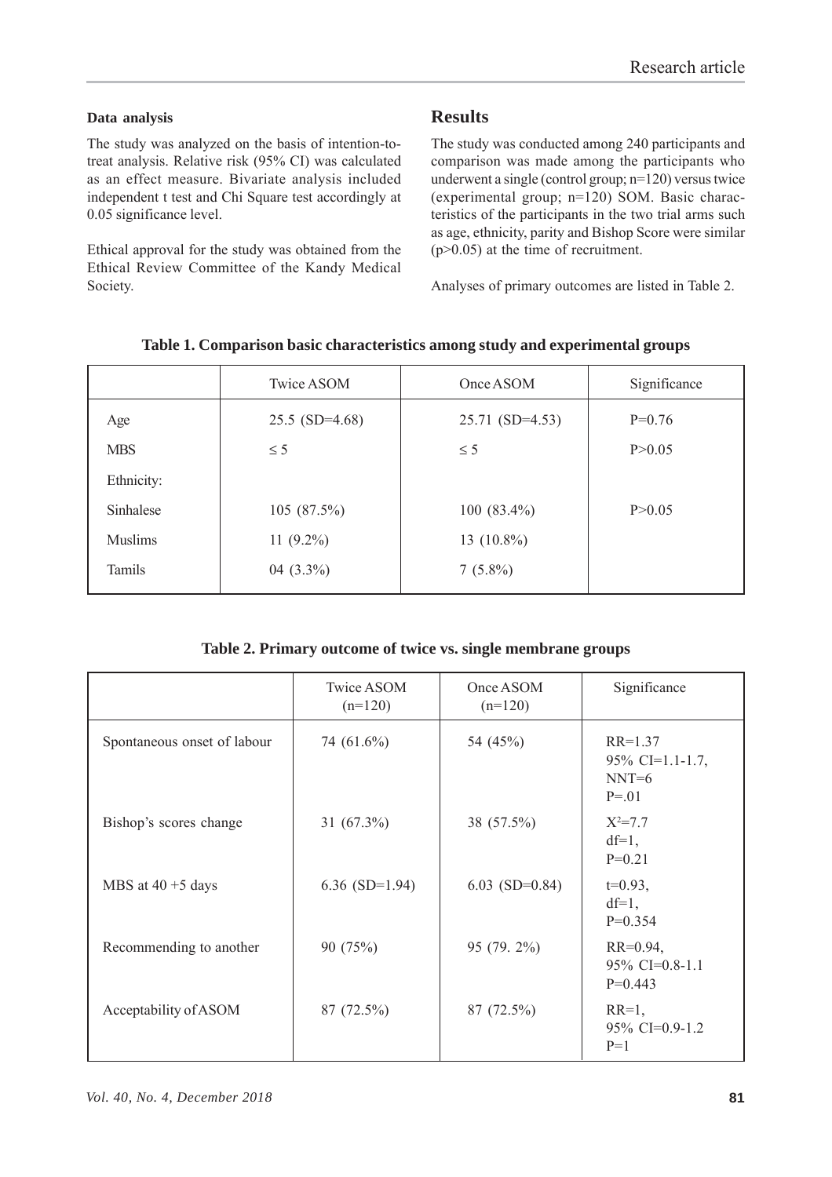### Data analysis

The study was analyzed on the basis of intention-to-treat analysis. Relative risk (95% CI) was calculated as an effect measure. Bivariate analysis included independent t test and Chi Square test accordingly at 0.05 significance level.

Ethical approval for the study was obtained from the Ethical Review Committee of the Kandy Medical Society.

## Results

The study was conducted among 240 participants and comparison was made among the participants who underwent a single (control group; n=120) versus twice (experimental group; n=120) SOM. Basic characteristics of the participants in the two trial arms such as age, ethnicity, parity and Bishop Score were similar (p>0.05) at the time of recruitment.

Analyses of primary outcomes are listed in Table 2.

**Table 1. Comparison basic characteristics among study and experimental groups**

| | Twice ASOM | Once ASOM | Significance |
|---|---|---|---|
| Age | 25.5 (SD=4.68) | 25.71 (SD=4.53) | P=0.76 |
| MBS | ≤ 5 | ≤ 5 | P>0.05 |
| Ethnicity: | | | |
| Sinhalese | 105 (87.5%) | 100 (83.4%) | P>0.05 |
| Muslims | 11 (9.2%) | 13 (10.8%) | |
| Tamils | 04 (3.3%) | 7 (5.8%) | |

**Table 2. Primary outcome of twice vs. single membrane groups**

| | Twice ASOM (n=120) | Once ASOM (n=120) | Significance |
|---|---|---|---|
| Spontaneous onset of labour | 74 (61.6%) | 54 (45%) | RR=1.37 95% CI=1.1-1.7, NNT=6 P=.01 |
| Bishop's scores change | 31 (67.3%) | 38 (57.5%) | $X^2$=7.7 df=1, P=0.21 |
| MBS at 40 +5 days | 6.36 (SD=1.94) | 6.03 (SD=0.84) | t=0.93, df=1, P=0.354 |
| Recommending to another | 90 (75%) | 95 (79. 2%) | RR=0.94, 95% CI=0.8-1.1 P=0.443 |
| Acceptability of ASOM | 87 (72.5%) | 87 (72.5%) | RR=1, 95% CI=0.9-1.2 P=1 |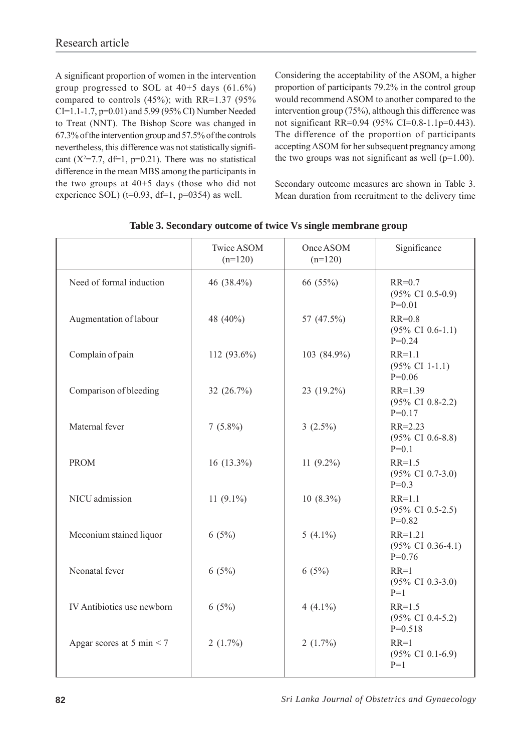A significant proportion of women in the intervention group progressed to SOL at 40+5 days (61.6%) compared to controls (45%); with RR=1.37 (95% CI=1.1-1.7, p=0.01) and 5.99 (95% CI) Number Needed to Treat (NNT). The Bishop Score was changed in 67.3% of the intervention group and 57.5% of the controls nevertheless, this difference was not statistically significant ($X^2$=7.7, df=1, p=0.21). There was no statistical difference in the mean MBS among the participants in the two groups at 40+5 days (those who did not experience SOL) (t=0.93, df=1, p=0354) as well.

Considering the acceptability of the ASOM, a higher proportion of participants 79.2% in the control group would recommend ASOM to another compared to the intervention group (75%), although this difference was not significant RR=0.94 (95% CI=0.8-1.1p=0.443). The difference of the proportion of participants accepting ASOM for her subsequent pregnancy among the two groups was not significant as well (p=1.00).

Secondary outcome measures are shown in Table 3. Mean duration from recruitment to the delivery time

**Table 3. Secondary outcome of twice Vs single membrane group**

| | Twice ASOM (n=120) | Once ASOM (n=120) | Significance |
|---|---|---|---|
| Need of formal induction | 46 (38.4%) | 66 (55%) | RR=0.7 (95% CI 0.5-0.9) P=0.01 |
| Augmentation of labour | 48 (40%) | 57 (47.5%) | RR=0.8 (95% CI 0.6-1.1) P=0.24 |
| Complain of pain | 112 (93.6%) | 103 (84.9%) | RR=1.1 (95% CI 1-1.1) P=0.06 |
| Comparison of bleeding | 32 (26.7%) | 23 (19.2%) | RR=1.39 (95% CI 0.8-2.2) P=0.17 |
| Maternal fever | 7 (5.8%) | 3 (2.5%) | RR=2.23 (95% CI 0.6-8.8) P=0.1 |
| PROM | 16 (13.3%) | 11 (9.2%) | RR=1.5 (95% CI 0.7-3.0) P=0.3 |
| NICU admission | 11 (9.1%) | 10 (8.3%) | RR=1.1 (95% CI 0.5-2.5) P=0.82 |
| Meconium stained liquor | 6 (5%) | 5 (4.1%) | RR=1.21 (95% CI 0.36-4.1) P=0.76 |
| Neonatal fever | 6 (5%) | 6 (5%) | RR=1 (95% CI 0.3-3.0) P=1 |
| IV Antibiotics use newborn | 6 (5%) | 4 (4.1%) | RR=1.5 (95% CI 0.4-5.2) P=0.518 |
| Apgar scores at 5 min < 7 | 2 (1.7%) | 2 (1.7%) | RR=1 (95% CI 0.1-6.9) P=1 |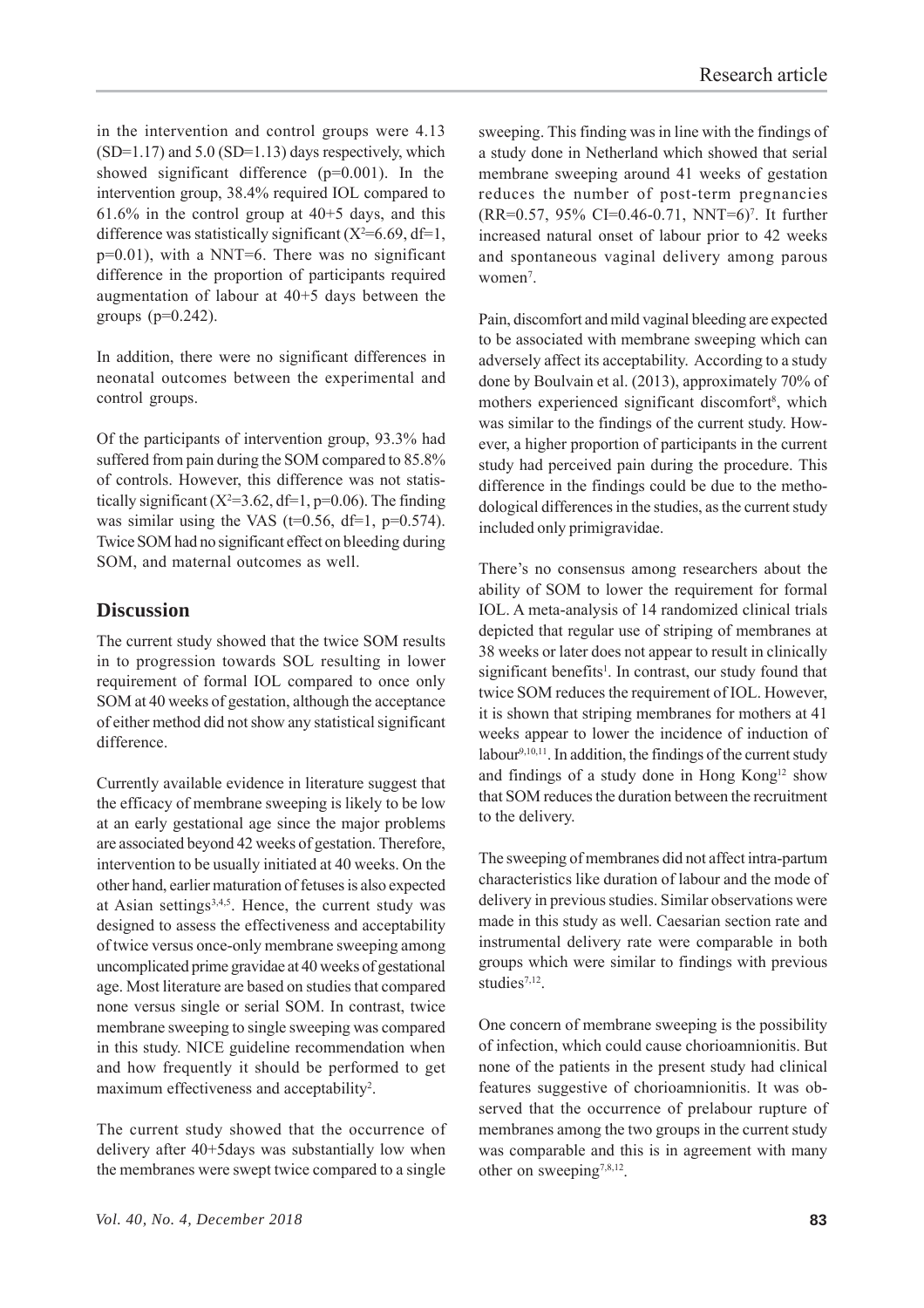in the intervention and control groups were 4.13 (SD=1.17) and 5.0 (SD=1.13) days respectively, which showed significant difference (p=0.001). In the intervention group, 38.4% required IOL compared to 61.6% in the control group at 40+5 days, and this difference was statistically significant ($X^2$=6.69, df=1, p=0.01), with a NNT=6. There was no significant difference in the proportion of participants required augmentation of labour at 40+5 days between the groups (p=0.242).

In addition, there were no significant differences in neonatal outcomes between the experimental and control groups.

Of the participants of intervention group, 93.3% had suffered from pain during the SOM compared to 85.8% of controls. However, this difference was not statistically significant ($X^2$=3.62, df=1, p=0.06). The finding was similar using the VAS (t=0.56, df=1, p=0.574). Twice SOM had no significant effect on bleeding during SOM, and maternal outcomes as well.

## Discussion

The current study showed that the twice SOM results in to progression towards SOL resulting in lower requirement of formal IOL compared to once only SOM at 40 weeks of gestation, although the acceptance of either method did not show any statistical significant difference.

Currently available evidence in literature suggest that the efficacy of membrane sweeping is likely to be low at an early gestational age since the major problems are associated beyond 42 weeks of gestation. Therefore, intervention to be usually initiated at 40 weeks. On the other hand, earlier maturation of fetuses is also expected at Asian settings[3,4,5]. Hence, the current study was designed to assess the effectiveness and acceptability of twice versus once-only membrane sweeping among uncomplicated prime gravidae at 40 weeks of gestational age. Most literature are based on studies that compared none versus single or serial SOM. In contrast, twice membrane sweeping to single sweeping was compared in this study. NICE guideline recommendation when and how frequently it should be performed to get maximum effectiveness and acceptability[2].

The current study showed that the occurrence of delivery after 40+5days was substantially low when the membranes were swept twice compared to a single sweeping. This finding was in line with the findings of a study done in Netherland which showed that serial membrane sweeping around 41 weeks of gestation reduces the number of post-term pregnancies (RR=0.57, 95% CI=0.46-0.71, NNT=6)[7]. It further increased natural onset of labour prior to 42 weeks and spontaneous vaginal delivery among parous women[7].

Pain, discomfort and mild vaginal bleeding are expected to be associated with membrane sweeping which can adversely affect its acceptability. According to a study done by Boulvain et al. (2013), approximately 70% of mothers experienced significant discomfort[8], which was similar to the findings of the current study. However, a higher proportion of participants in the current study had perceived pain during the procedure. This difference in the findings could be due to the methodological differences in the studies, as the current study included only primigravidae.

There's no consensus among researchers about the ability of SOM to lower the requirement for formal IOL. A meta-analysis of 14 randomized clinical trials depicted that regular use of striping of membranes at 38 weeks or later does not appear to result in clinically significant benefits[1]. In contrast, our study found that twice SOM reduces the requirement of IOL. However, it is shown that striping membranes for mothers at 41 weeks appear to lower the incidence of induction of labour[9,10,11]. In addition, the findings of the current study and findings of a study done in Hong Kong[12] show that SOM reduces the duration between the recruitment to the delivery.

The sweeping of membranes did not affect intra-partum characteristics like duration of labour and the mode of delivery in previous studies. Similar observations were made in this study as well. Caesarian section rate and instrumental delivery rate were comparable in both groups which were similar to findings with previous studies[7,12].

One concern of membrane sweeping is the possibility of infection, which could cause chorioamnionitis. But none of the patients in the present study had clinical features suggestive of chorioamnionitis. It was observed that the occurrence of prelabour rupture of membranes among the two groups in the current study was comparable and this is in agreement with many other on sweeping[7,8,12].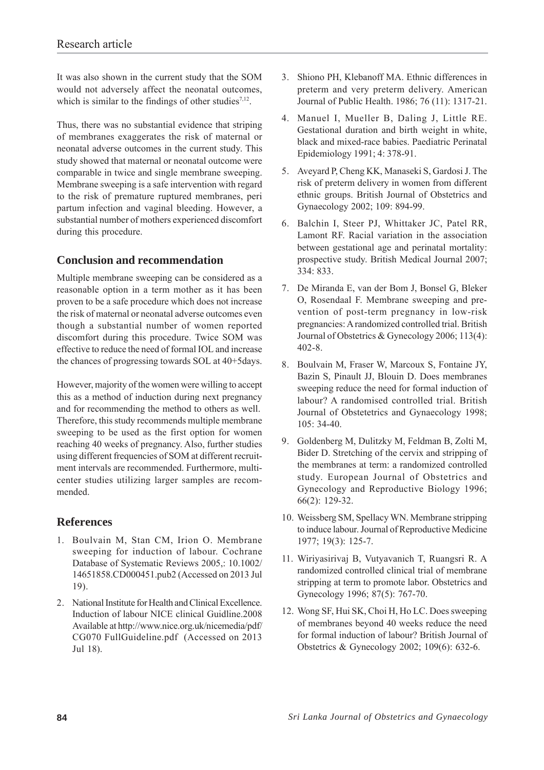It was also shown in the current study that the SOM would not adversely affect the neonatal outcomes, which is similar to the findings of other studies[7,12].

Thus, there was no substantial evidence that striping of membranes exaggerates the risk of maternal or neonatal adverse outcomes in the current study. This study showed that maternal or neonatal outcome were comparable in twice and single membrane sweeping. Membrane sweeping is a safe intervention with regard to the risk of premature ruptured membranes, peri partum infection and vaginal bleeding. However, a substantial number of mothers experienced discomfort during this procedure.

## Conclusion and recommendation

Multiple membrane sweeping can be considered as a reasonable option in a term mother as it has been proven to be a safe procedure which does not increase the risk of maternal or neonatal adverse outcomes even though a substantial number of women reported discomfort during this procedure. Twice SOM was effective to reduce the need of formal IOL and increase the chances of progressing towards SOL at 40+5days.

However, majority of the women were willing to accept this as a method of induction during next pregnancy and for recommending the method to others as well. Therefore, this study recommends multiple membrane sweeping to be used as the first option for women reaching 40 weeks of pregnancy. Also, further studies using different frequencies of SOM at different recruitment intervals are recommended. Furthermore, multicenter studies utilizing larger samples are recommended.

## References

1. Boulvain M, Stan CM, Irion O. Membrane sweeping for induction of labour. Cochrane Database of Systematic Reviews 2005,: 10.1002/14651858.CD000451.pub2 (Accessed on 2013 Jul 19).
2. National Institute for Health and Clinical Excellence. Induction of labour NICE clinical Guidline.2008 Available at http://www.nice.org.uk/nicemedia/pdf/CG070 FullGuideline.pdf (Accessed on 2013 Jul 18).
3. Shiono PH, Klebanoff MA. Ethnic differences in preterm and very preterm delivery. American Journal of Public Health. 1986; 76 (11): 1317-21.
4. Manuel I, Mueller B, Daling J, Little RE. Gestational duration and birth weight in white, black and mixed-race babies. Paediatric Perinatal Epidemiology 1991; 4: 378-91.
5. Aveyard P, Cheng KK, Manaseki S, Gardosi J. The risk of preterm delivery in women from different ethnic groups. British Journal of Obstetrics and Gynaecology 2002; 109: 894-99.
6. Balchin I, Steer PJ, Whittaker JC, Patel RR, Lamont RF. Racial variation in the association between gestational age and perinatal mortality: prospective study. British Medical Journal 2007; 334: 833.
7. De Miranda E, van der Bom J, Bonsel G, Bleker O, Rosendaal F. Membrane sweeping and prevention of post-term pregnancy in low-risk pregnancies: A randomized controlled trial. British Journal of Obstetrics & Gynecology 2006; 113(4): 402-8.
8. Boulvain M, Fraser W, Marcoux S, Fontaine JY, Bazin S, Pinault JJ, Blouin D. Does membranes sweeping reduce the need for formal induction of labour? A randomised controlled trial. British Journal of Obstetetrics and Gynaecology 1998; 105: 34-40.
9. Goldenberg M, Dulitzky M, Feldman B, Zolti M, Bider D. Stretching of the cervix and stripping of the membranes at term: a randomized controlled study. European Journal of Obstetrics and Gynecology and Reproductive Biology 1996; 66(2): 129-32.
10. Weissberg SM, Spellacy WN. Membrane stripping to induce labour. Journal of Reproductive Medicine 1977; 19(3): 125-7.
11. Wiriyasirivaj B, Vutyavanich T, Ruangsri R. A randomized controlled clinical trial of membrane stripping at term to promote labor. Obstetrics and Gynecology 1996; 87(5): 767-70.
12. Wong SF, Hui SK, Choi H, Ho LC. Does sweeping of membranes beyond 40 weeks reduce the need for formal induction of labour? British Journal of Obstetrics & Gynecology 2002; 109(6): 632-6.